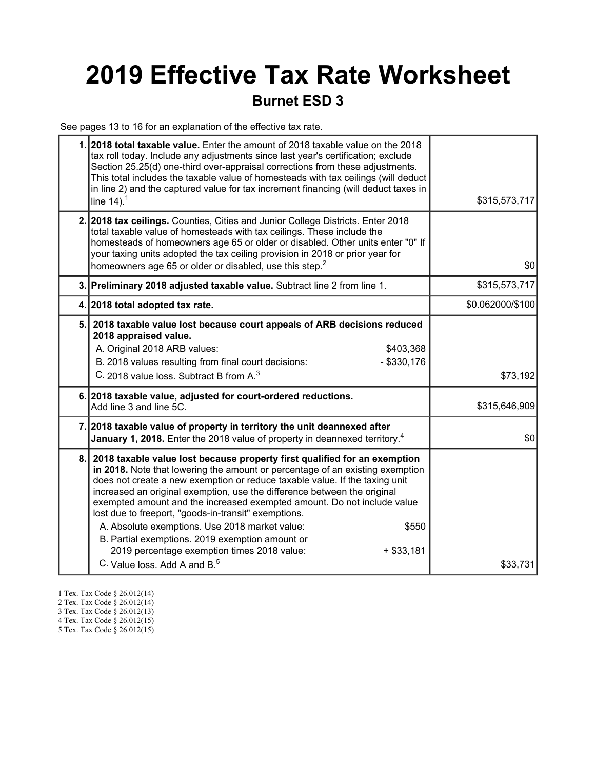# 2019 Effective Tax Rate Worksheet

## Burnet ESD 3

See pages 13 to 16 for an explanation of the effective tax rate.

| | | |
|---|---|---|
| 1. | **2018 total taxable value.** Enter the amount of 2018 taxable value on the 2018 tax roll today. Include any adjustments since last year's certification; exclude Section 25.25(d) one-third over-appraisal corrections from these adjustments. This total includes the taxable value of homesteads with tax ceilings (will deduct in line 2) and the captured value for tax increment financing (will deduct taxes in line 14).[1] | $315,573,717 |
| 2. | **2018 tax ceilings.** Counties, Cities and Junior College Districts. Enter 2018 total taxable value of homesteads with tax ceilings. These include the homesteads of homeowners age 65 or older or disabled. Other units enter "0" If your taxing units adopted the tax ceiling provision in 2018 or prior year for homeowners age 65 or older or disabled, use this step.[2] | $0 |
| 3. | **Preliminary 2018 adjusted taxable value.** Subtract line 2 from line 1. | $315,573,717 |
| 4. | **2018 total adopted tax rate.** | $0.062000/$100 |
| 5. | **2018 taxable value lost because court appeals of ARB decisions reduced 2018 appraised value.**<br>A. Original 2018 ARB values: $403,368<br>B. 2018 values resulting from final court decisions: - $330,176<br>C. 2018 value loss. Subtract B from A.[3] | $73,192 |
| 6. | **2018 taxable value, adjusted for court-ordered reductions.** Add line 3 and line 5C. | $315,646,909 |
| 7. | **2018 taxable value of property in territory the unit deannexed after January 1, 2018.** Enter the 2018 value of property in deannexed territory.[4] | $0 |
| 8. | **2018 taxable value lost because property first qualified for an exemption in 2018.** Note that lowering the amount or percentage of an existing exemption does not create a new exemption or reduce taxable value. If the taxing unit increased an original exemption, use the difference between the original exempted amount and the increased exempted amount. Do not include value lost due to freeport, "goods-in-transit" exemptions.<br>A. Absolute exemptions. Use 2018 market value: $550<br>B. Partial exemptions. 2019 exemption amount or 2019 percentage exemption times 2018 value: + $33,181<br>C. Value loss. Add A and B.[5] | $33,731 |

1 Tex. Tax Code § 26.012(14)
2 Tex. Tax Code § 26.012(14)
3 Tex. Tax Code § 26.012(13)
4 Tex. Tax Code § 26.012(15)
5 Tex. Tax Code § 26.012(15)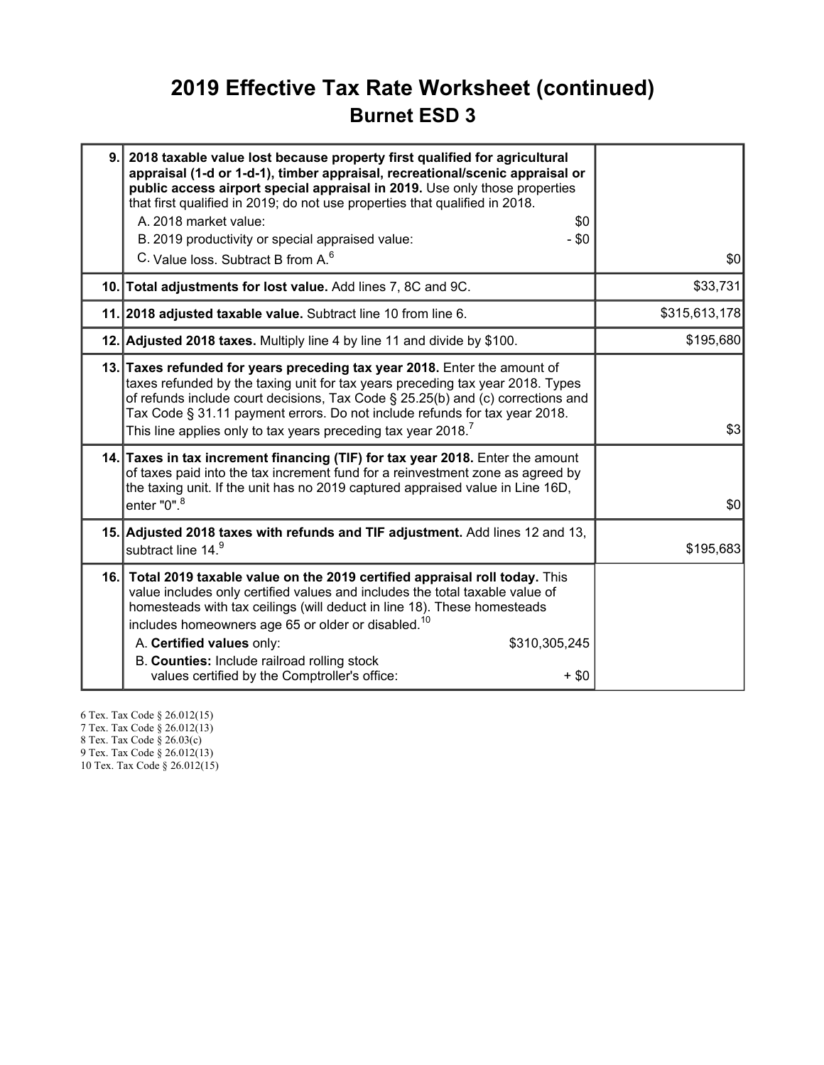# 2019 Effective Tax Rate Worksheet (continued)

## Burnet ESD 3

| | | |
|---|---|---|
| 9. | **2018 taxable value lost because property first qualified for agricultural appraisal (1-d or 1-d-1), timber appraisal, recreational/scenic appraisal or public access airport special appraisal in 2019.** Use only those properties that first qualified in 2019; do not use properties that qualified in 2018.<br>A. 2018 market value: $0<br>B. 2019 productivity or special appraised value: - $0<br>C. Value loss. Subtract B from A.[6] | $0 |
| 10. | **Total adjustments for lost value.** Add lines 7, 8C and 9C. | $33,731 |
| 11. | **2018 adjusted taxable value.** Subtract line 10 from line 6. | $315,613,178 |
| 12. | **Adjusted 2018 taxes.** Multiply line 4 by line 11 and divide by $100. | $195,680 |
| 13. | **Taxes refunded for years preceding tax year 2018.** Enter the amount of taxes refunded by the taxing unit for tax years preceding tax year 2018. Types of refunds include court decisions, Tax Code § 25.25(b) and (c) corrections and Tax Code § 31.11 payment errors. Do not include refunds for tax year 2018. This line applies only to tax years preceding tax year 2018.[7] | $3 |
| 14. | **Taxes in tax increment financing (TIF) for tax year 2018.** Enter the amount of taxes paid into the tax increment fund for a reinvestment zone as agreed by the taxing unit. If the unit has no 2019 captured appraised value in Line 16D, enter "0".[8] | $0 |
| 15. | **Adjusted 2018 taxes with refunds and TIF adjustment.** Add lines 12 and 13, subtract line 14.[9] | $195,683 |
| 16. | **Total 2019 taxable value on the 2019 certified appraisal roll today.** This value includes only certified values and includes the total taxable value of homesteads with tax ceilings (will deduct in line 18). These homesteads includes homeowners age 65 or older or disabled.[10]<br>A. **Certified values** only: $310,305,245<br>B. **Counties:** Include railroad rolling stock values certified by the Comptroller's office: + $0 | |

6 Tex. Tax Code § 26.012(15)
7 Tex. Tax Code § 26.012(13)
8 Tex. Tax Code § 26.03(c)
9 Tex. Tax Code § 26.012(13)
10 Tex. Tax Code § 26.012(15)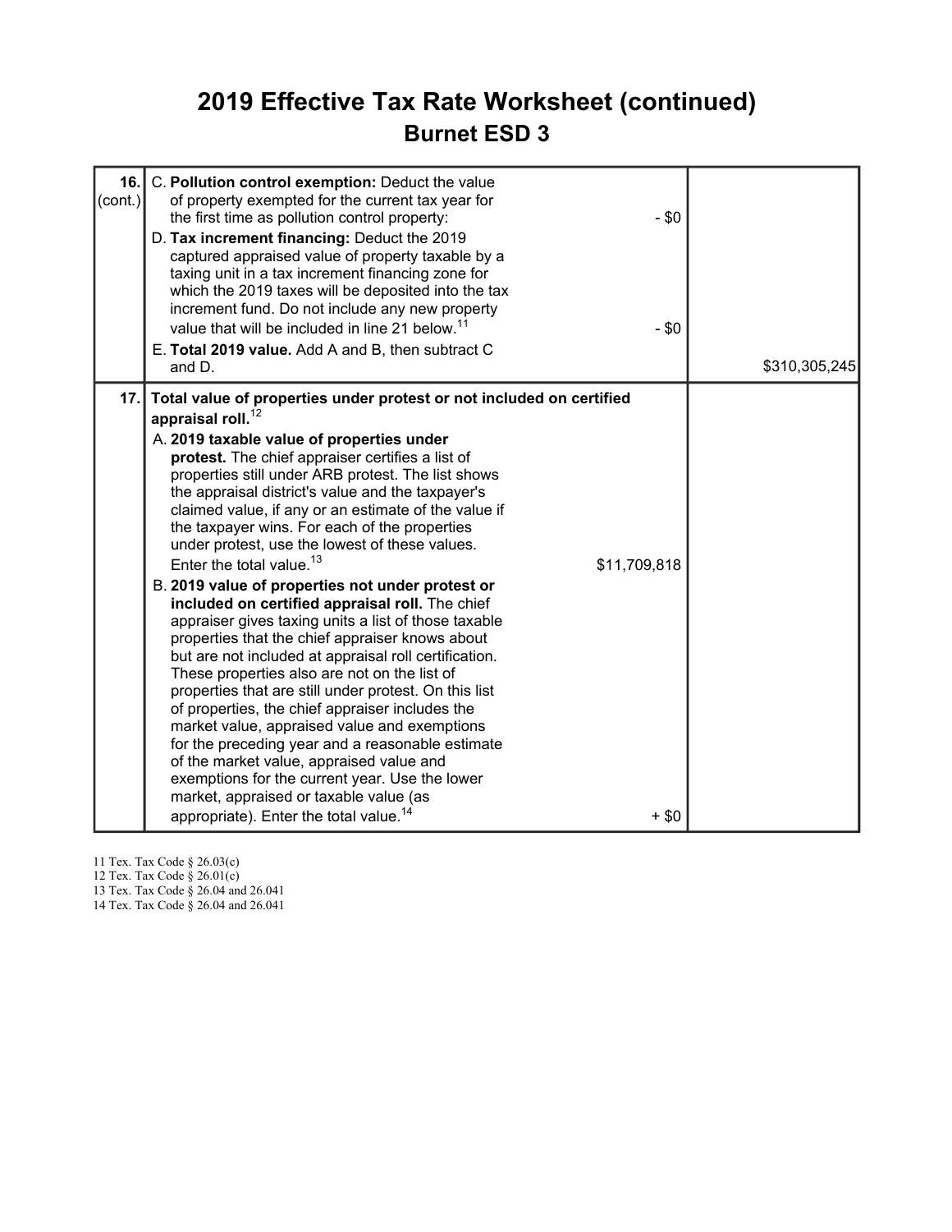# 2019 Effective Tax Rate Worksheet (continued)

## Burnet ESD 3

| | | | |
|---|---|---|---|
| **16.** (cont.) | C. **Pollution control exemption:** Deduct the value of property exempted for the current tax year for the first time as pollution control property: | - $0 | |
| | D. **Tax increment financing:** Deduct the 2019 captured appraised value of property taxable by a taxing unit in a tax increment financing zone for which the 2019 taxes will be deposited into the tax increment fund. Do not include any new property value that will be included in line 21 below.[11] | - $0 | |
| | E. **Total 2019 value.** Add A and B, then subtract C and D. | | $310,305,245 |
| **17.** | **Total value of properties under protest or not included on certified appraisal roll.**[12] | | |
| | A. **2019 taxable value of properties under protest.** The chief appraiser certifies a list of properties still under ARB protest. The list shows the appraisal district's value and the taxpayer's claimed value, if any or an estimate of the value if the taxpayer wins. For each of the properties under protest, use the lowest of these values. Enter the total value.[13] | $11,709,818 | |
| | B. **2019 value of properties not under protest or included on certified appraisal roll.** The chief appraiser gives taxing units a list of those taxable properties that the chief appraiser knows about but are not included at appraisal roll certification. These properties also are not on the list of properties that are still under protest. On this list of properties, the chief appraiser includes the market value, appraised value and exemptions for the preceding year and a reasonable estimate of the market value, appraised value and exemptions for the current year. Use the lower market, appraised or taxable value (as appropriate). Enter the total value.[14] | + $0 | |

11 Tex. Tax Code § 26.03(c)
12 Tex. Tax Code § 26.01(c)
13 Tex. Tax Code § 26.04 and 26.041
14 Tex. Tax Code § 26.04 and 26.041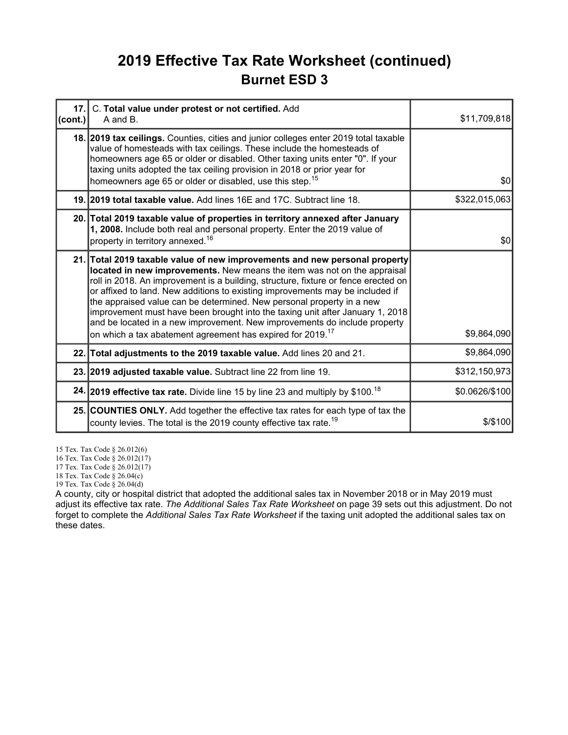# 2019 Effective Tax Rate Worksheet (continued)

## Burnet ESD 3

| Line | Description | Amount |
|---|---|---|
| **17. (cont.)** | C. **Total value under protest or not certified.** Add A and B. | $11,709,818 |
| **18.** | **2019 tax ceilings.** Counties, cities and junior colleges enter 2019 total taxable value of homesteads with tax ceilings. These include the homesteads of homeowners age 65 or older or disabled. Other taxing units enter "0". If your taxing units adopted the tax ceiling provision in 2018 or prior year for homeowners age 65 or older or disabled, use this step.[15] | $0 |
| **19.** | **2019 total taxable value.** Add lines 16E and 17C. Subtract line 18. | $322,015,063 |
| **20.** | **Total 2019 taxable value of properties in territory annexed after January 1, 2008.** Include both real and personal property. Enter the 2019 value of property in territory annexed.[16] | $0 |
| **21.** | **Total 2019 taxable value of new improvements and new personal property located in new improvements.** New means the item was not on the appraisal roll in 2018. An improvement is a building, structure, fixture or fence erected on or affixed to land. New additions to existing improvements may be included if the appraised value can be determined. New personal property in a new improvement must have been brought into the taxing unit after January 1, 2018 and be located in a new improvement. New improvements do include property on which a tax abatement agreement has expired for 2019.[17] | $9,864,090 |
| **22.** | **Total adjustments to the 2019 taxable value.** Add lines 20 and 21. | $9,864,090 |
| **23.** | **2019 adjusted taxable value.** Subtract line 22 from line 19. | $312,150,973 |
| **24.** | **2019 effective tax rate.** Divide line 15 by line 23 and multiply by $100.[18] | $0.0626/$100 |
| **25.** | **COUNTIES ONLY.** Add together the effective tax rates for each type of tax the county levies. The total is the 2019 county effective tax rate.[19] | $/$100 |

15 Tex. Tax Code § 26.012(6)
16 Tex. Tax Code § 26.012(17)
17 Tex. Tax Code § 26.012(17)
18 Tex. Tax Code § 26.04(c)
19 Tex. Tax Code § 26.04(d)

A county, city or hospital district that adopted the additional sales tax in November 2018 or in May 2019 must adjust its effective tax rate. *The Additional Sales Tax Rate Worksheet* on page 39 sets out this adjustment. Do not forget to complete the *Additional Sales Tax Rate Worksheet* if the taxing unit adopted the additional sales tax on these dates.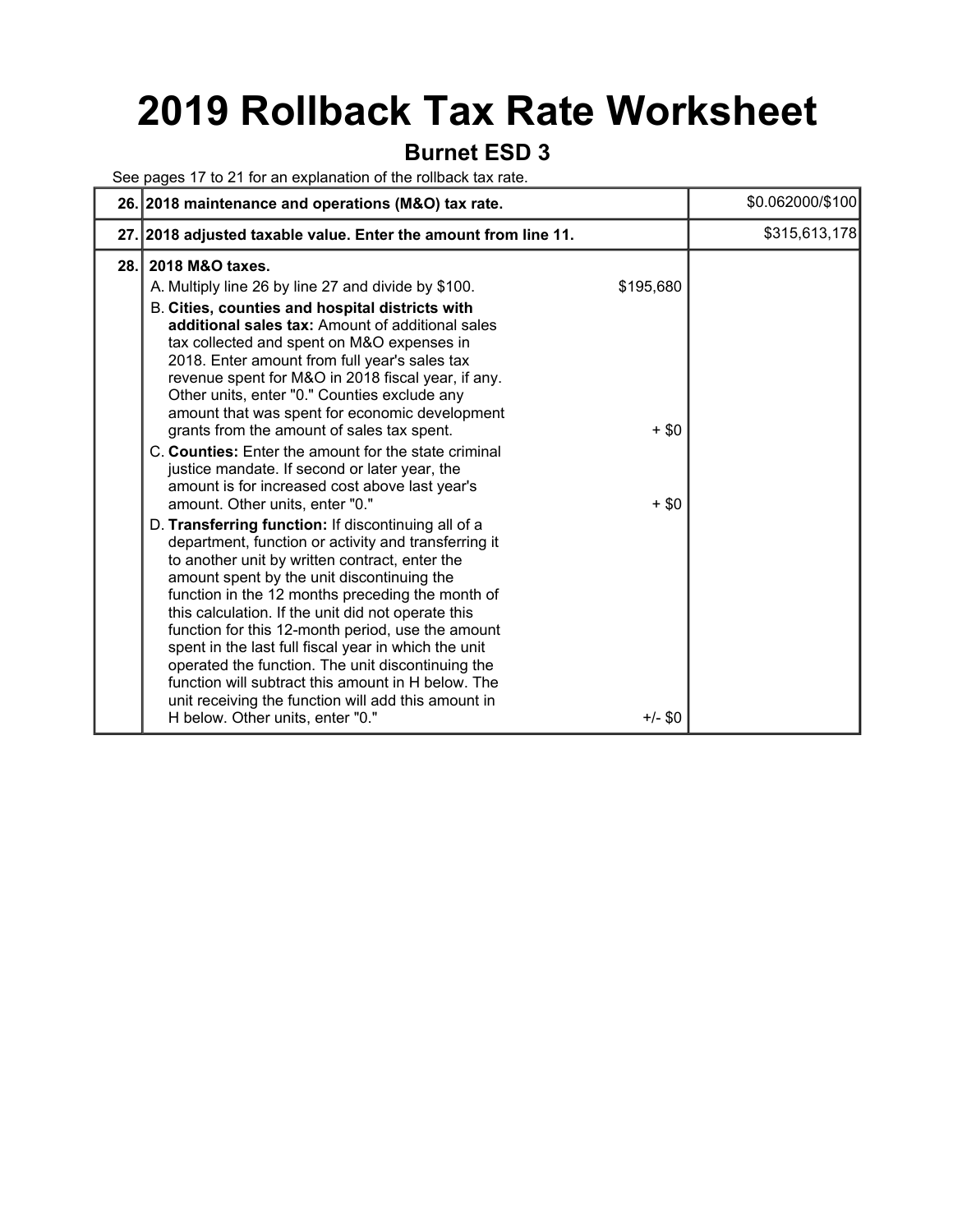# 2019 Rollback Tax Rate Worksheet

## Burnet ESD 3

See pages 17 to 21 for an explanation of the rollback tax rate.

| | | | |
|---|---|---|---|
| 26. | **2018 maintenance and operations (M&O) tax rate.** | | $0.062000/$100 |
| 27. | **2018 adjusted taxable value. Enter the amount from line 11.** | | $315,613,178 |
| 28. | **2018 M&O taxes.** | | |
| | A. Multiply line 26 by line 27 and divide by $100. | $195,680 | |
| | B. **Cities, counties and hospital districts with additional sales tax:** Amount of additional sales tax collected and spent on M&O expenses in 2018. Enter amount from full year's sales tax revenue spent for M&O in 2018 fiscal year, if any. Other units, enter "0." Counties exclude any amount that was spent for economic development grants from the amount of sales tax spent. | + $0 | |
| | C. **Counties:** Enter the amount for the state criminal justice mandate. If second or later year, the amount is for increased cost above last year's amount. Other units, enter "0." | + $0 | |
| | D. **Transferring function:** If discontinuing all of a department, function or activity and transferring it to another unit by written contract, enter the amount spent by the unit discontinuing the function in the 12 months preceding the month of this calculation. If the unit did not operate this function for this 12-month period, use the amount spent in the last full fiscal year in which the unit operated the function. The unit discontinuing the function will subtract this amount in H below. The unit receiving the function will add this amount in H below. Other units, enter "0." | +/- $0 | |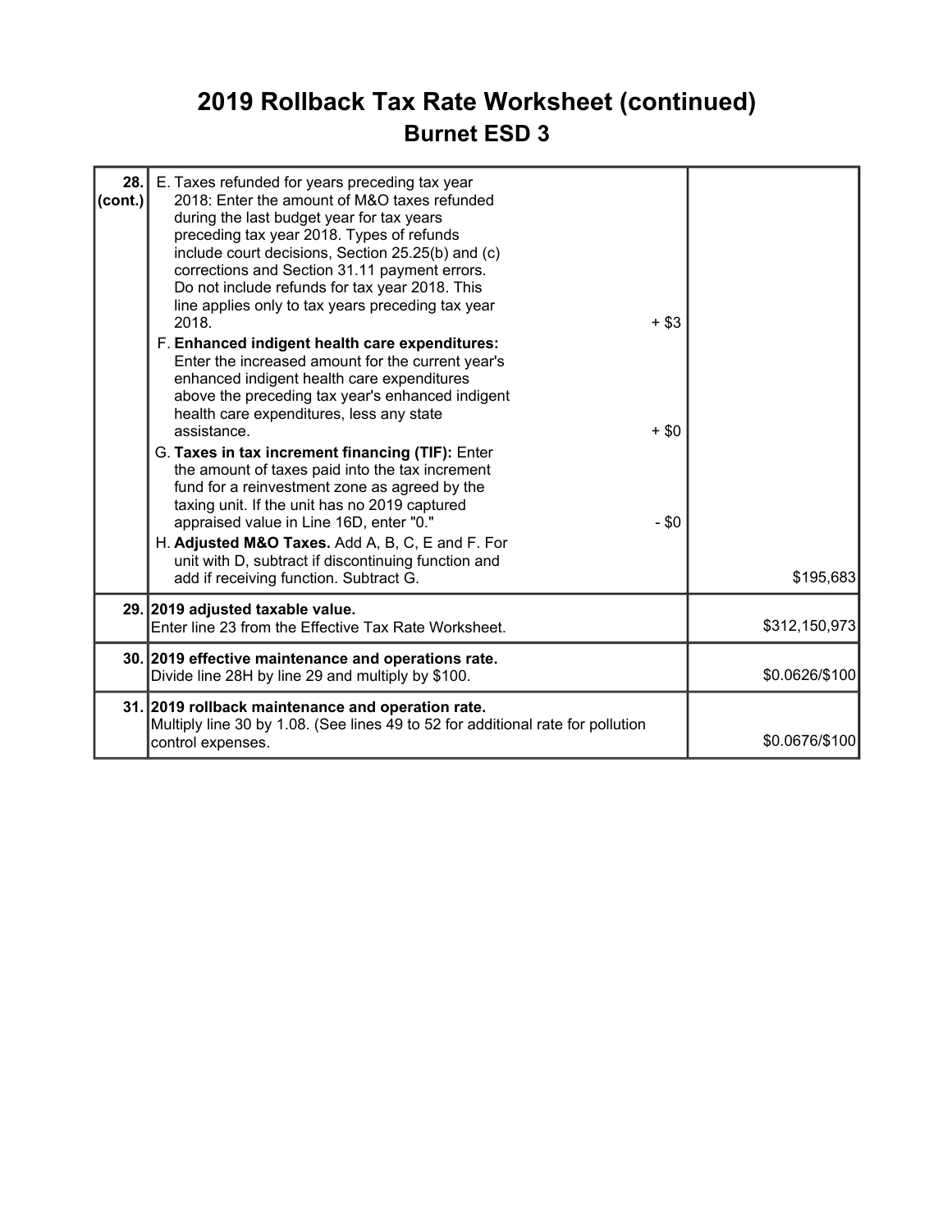# 2019 Rollback Tax Rate Worksheet (continued)

## Burnet ESD 3

| | | |
|---|---|---|
| **28. (cont.)** | E. Taxes refunded for years preceding tax year 2018: Enter the amount of M&O taxes refunded during the last budget year for tax years preceding tax year 2018. Types of refunds include court decisions, Section 25.25(b) and (c) corrections and Section 31.11 payment errors. Do not include refunds for tax year 2018. This line applies only to tax years preceding tax year 2018. + $3<br>F. **Enhanced indigent health care expenditures:** Enter the increased amount for the current year's enhanced indigent health care expenditures above the preceding tax year's enhanced indigent health care expenditures, less any state assistance. + $0<br>G. **Taxes in tax increment financing (TIF):** Enter the amount of taxes paid into the tax increment fund for a reinvestment zone as agreed by the taxing unit. If the unit has no 2019 captured appraised value in Line 16D, enter "0." - $0<br>H. **Adjusted M&O Taxes.** Add A, B, C, E and F. For unit with D, subtract if discontinuing function and add if receiving function. Subtract G. | $195,683 |
| **29.** | **2019 adjusted taxable value.**<br>Enter line 23 from the Effective Tax Rate Worksheet. | $312,150,973 |
| **30.** | **2019 effective maintenance and operations rate.**<br>Divide line 28H by line 29 and multiply by $100. | $0.0626/$100 |
| **31.** | **2019 rollback maintenance and operation rate.**<br>Multiply line 30 by 1.08. (See lines 49 to 52 for additional rate for pollution control expenses. | $0.0676/$100 |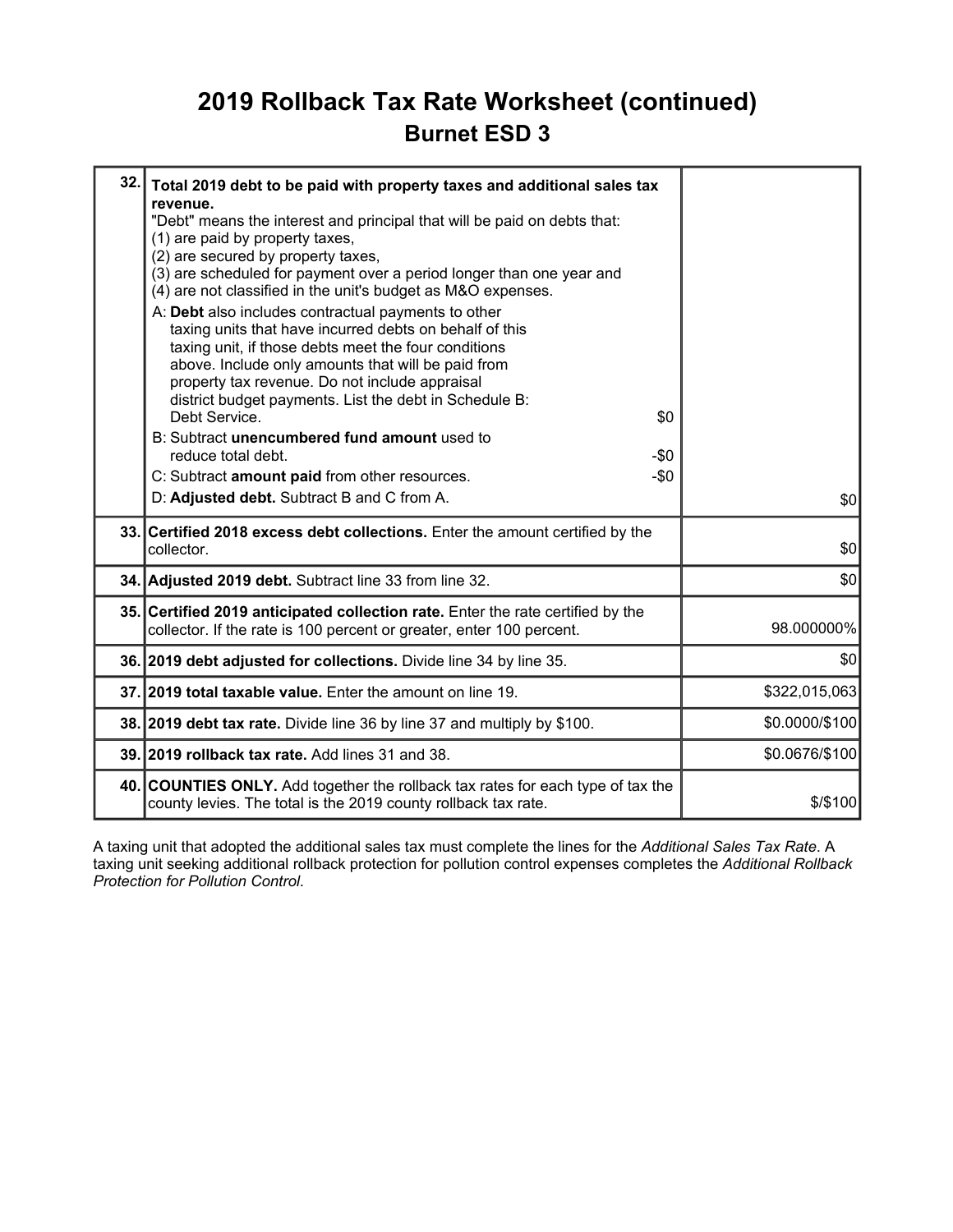# 2019 Rollback Tax Rate Worksheet (continued)

## Burnet ESD 3

| | | |
|---|---|---|
| 32. | **Total 2019 debt to be paid with property taxes and additional sales tax revenue.**<br>"Debt" means the interest and principal that will be paid on debts that:<br>(1) are paid by property taxes,<br>(2) are secured by property taxes,<br>(3) are scheduled for payment over a period longer than one year and<br>(4) are not classified in the unit's budget as M&O expenses.<br>A: **Debt** also includes contractual payments to other taxing units that have incurred debts on behalf of this taxing unit, if those debts meet the four conditions above. Include only amounts that will be paid from property tax revenue. Do not include appraisal district budget payments. List the debt in Schedule B: Debt Service. $0<br>B: Subtract **unencumbered fund amount** used to reduce total debt. -$0<br>C: Subtract **amount paid** from other resources. -$0<br>D: **Adjusted debt.** Subtract B and C from A. | $0 |
| 33. | **Certified 2018 excess debt collections.** Enter the amount certified by the collector. | $0 |
| 34. | **Adjusted 2019 debt.** Subtract line 33 from line 32. | $0 |
| 35. | **Certified 2019 anticipated collection rate.** Enter the rate certified by the collector. If the rate is 100 percent or greater, enter 100 percent. | 98.000000% |
| 36. | **2019 debt adjusted for collections.** Divide line 34 by line 35. | $0 |
| 37. | **2019 total taxable value.** Enter the amount on line 19. | $322,015,063 |
| 38. | **2019 debt tax rate.** Divide line 36 by line 37 and multiply by $100. | $0.0000/$100 |
| 39. | **2019 rollback tax rate.** Add lines 31 and 38. | $0.0676/$100 |
| 40. | **COUNTIES ONLY.** Add together the rollback tax rates for each type of tax the county levies. The total is the 2019 county rollback tax rate. | $/$100 |

A taxing unit that adopted the additional sales tax must complete the lines for the *Additional Sales Tax Rate*. A taxing unit seeking additional rollback protection for pollution control expenses completes the *Additional Rollback Protection for Pollution Control*.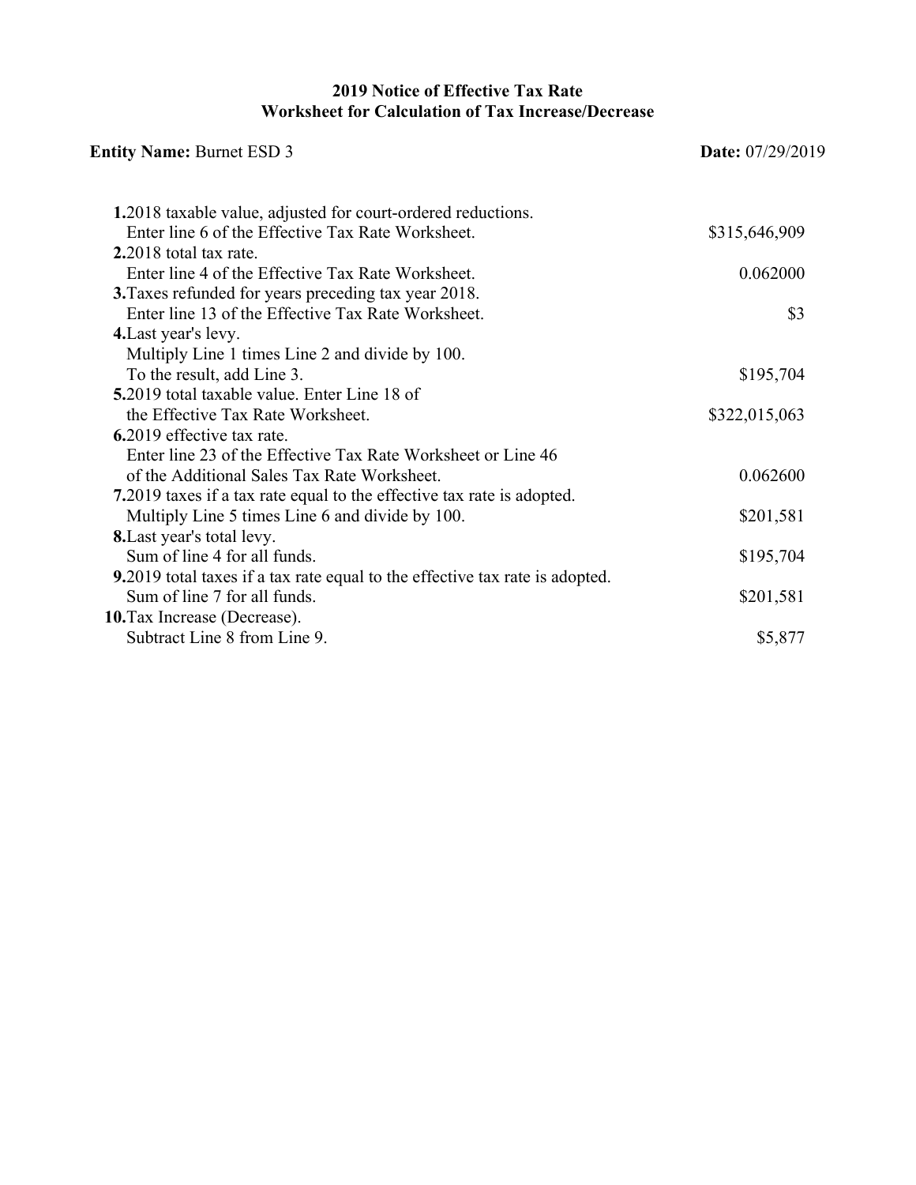**2019 Notice of Effective Tax Rate**
**Worksheet for Calculation of Tax Increase/Decrease**

**Entity Name:** Burnet ESD 3 **Date:** 07/29/2019

| | |
|---|---|
| **1.** 2018 taxable value, adjusted for court-ordered reductions. Enter line 6 of the Effective Tax Rate Worksheet. | $315,646,909 |
| **2.** 2018 total tax rate. Enter line 4 of the Effective Tax Rate Worksheet. | 0.062000 |
| **3.** Taxes refunded for years preceding tax year 2018. Enter line 13 of the Effective Tax Rate Worksheet. | $3 |
| **4.** Last year's levy. Multiply Line 1 times Line 2 and divide by 100. To the result, add Line 3. | $195,704 |
| **5.** 2019 total taxable value. Enter Line 18 of the Effective Tax Rate Worksheet. | $322,015,063 |
| **6.** 2019 effective tax rate. Enter line 23 of the Effective Tax Rate Worksheet or Line 46 of the Additional Sales Tax Rate Worksheet. | 0.062600 |
| **7.** 2019 taxes if a tax rate equal to the effective tax rate is adopted. Multiply Line 5 times Line 6 and divide by 100. | $201,581 |
| **8.** Last year's total levy. Sum of line 4 for all funds. | $195,704 |
| **9.** 2019 total taxes if a tax rate equal to the effective tax rate is adopted. Sum of line 7 for all funds. | $201,581 |
| **10.** Tax Increase (Decrease). Subtract Line 8 from Line 9. | $5,877 |